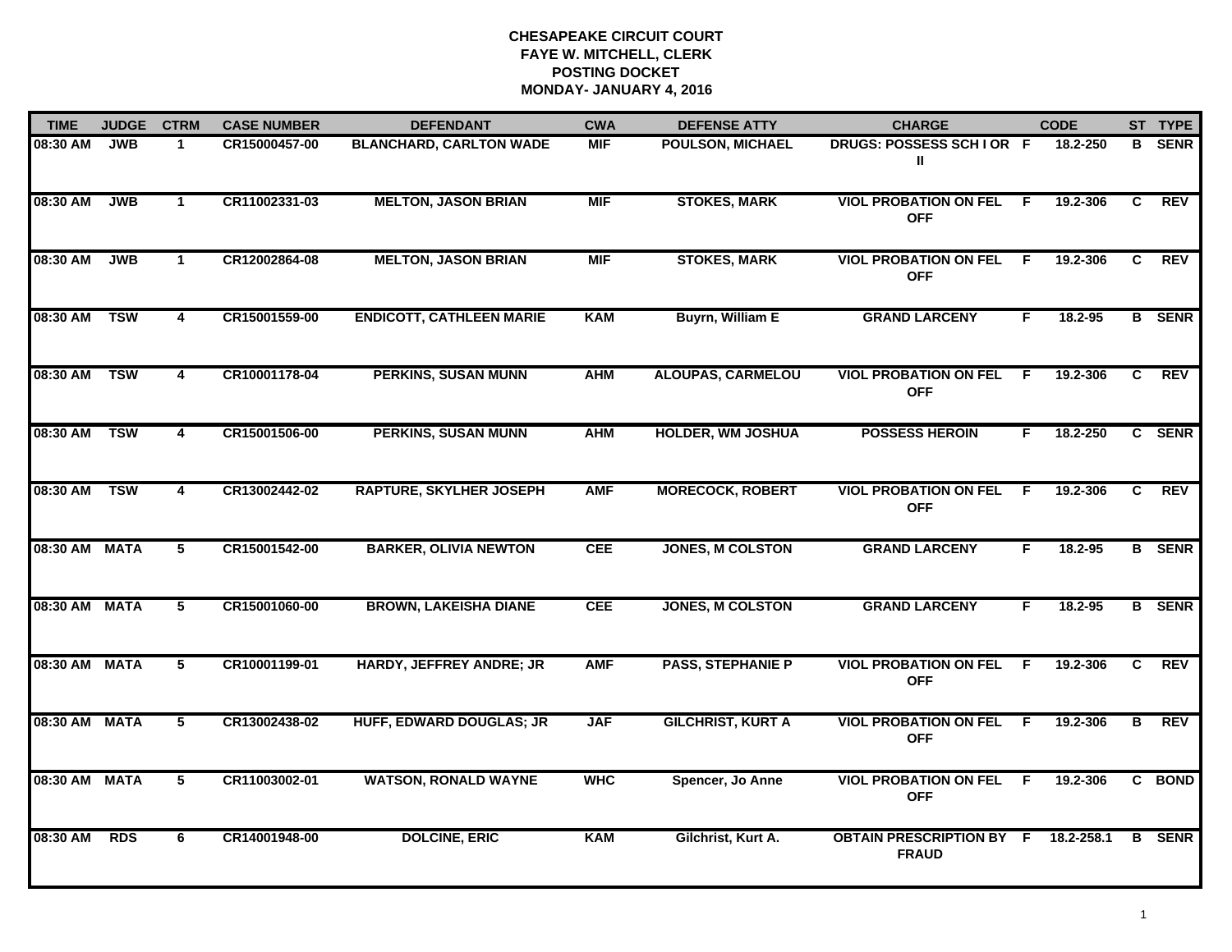# CHESAPEAKE CIRCUIT COURT
## FAYE W. MITCHELL, CLERK
## POSTING DOCKET
## MONDAY- JANUARY 4, 2016

| TIME | JUDGE | CTRM | CASE NUMBER | DEFENDANT | CWA | DEFENSE ATTY | CHARGE | | CODE | ST | TYPE |
|---|---|---|---|---|---|---|---|---|---|---|---|
| 08:30 AM | JWB | 1 | CR15000457-00 | BLANCHARD, CARLTON WADE | MIF | POULSON, MICHAEL | DRUGS: POSSESS SCH I OR II | F | 18.2-250 | B | SENR |
| 08:30 AM | JWB | 1 | CR11002331-03 | MELTON, JASON BRIAN | MIF | STOKES, MARK | VIOL PROBATION ON FEL OFF | F | 19.2-306 | C | REV |
| 08:30 AM | JWB | 1 | CR12002864-08 | MELTON, JASON BRIAN | MIF | STOKES, MARK | VIOL PROBATION ON FEL OFF | F | 19.2-306 | C | REV |
| 08:30 AM | TSW | 4 | CR15001559-00 | ENDICOTT, CATHLEEN MARIE | KAM | Buyrn, William E | GRAND LARCENY | F | 18.2-95 | B | SENR |
| 08:30 AM | TSW | 4 | CR10001178-04 | PERKINS, SUSAN MUNN | AHM | ALOUPAS, CARMELOU | VIOL PROBATION ON FEL OFF | F | 19.2-306 | C | REV |
| 08:30 AM | TSW | 4 | CR15001506-00 | PERKINS, SUSAN MUNN | AHM | HOLDER, WM JOSHUA | POSSESS HEROIN | F | 18.2-250 | C | SENR |
| 08:30 AM | TSW | 4 | CR13002442-02 | RAPTURE, SKYLHER JOSEPH | AMF | MORECOCK, ROBERT | VIOL PROBATION ON FEL OFF | F | 19.2-306 | C | REV |
| 08:30 AM | MATA | 5 | CR15001542-00 | BARKER, OLIVIA NEWTON | CEE | JONES, M COLSTON | GRAND LARCENY | F | 18.2-95 | B | SENR |
| 08:30 AM | MATA | 5 | CR15001060-00 | BROWN, LAKEISHA DIANE | CEE | JONES, M COLSTON | GRAND LARCENY | F | 18.2-95 | B | SENR |
| 08:30 AM | MATA | 5 | CR10001199-01 | HARDY, JEFFREY ANDRE; JR | AMF | PASS, STEPHANIE P | VIOL PROBATION ON FEL OFF | F | 19.2-306 | C | REV |
| 08:30 AM | MATA | 5 | CR13002438-02 | HUFF, EDWARD DOUGLAS; JR | JAF | GILCHRIST, KURT A | VIOL PROBATION ON FEL OFF | F | 19.2-306 | B | REV |
| 08:30 AM | MATA | 5 | CR11003002-01 | WATSON, RONALD WAYNE | WHC | Spencer, Jo Anne | VIOL PROBATION ON FEL OFF | F | 19.2-306 | C | BOND |
| 08:30 AM | RDS | 6 | CR14001948-00 | DOLCINE, ERIC | KAM | Gilchrist, Kurt A. | OBTAIN PRESCRIPTION BY FRAUD | F | 18.2-258.1 | B | SENR |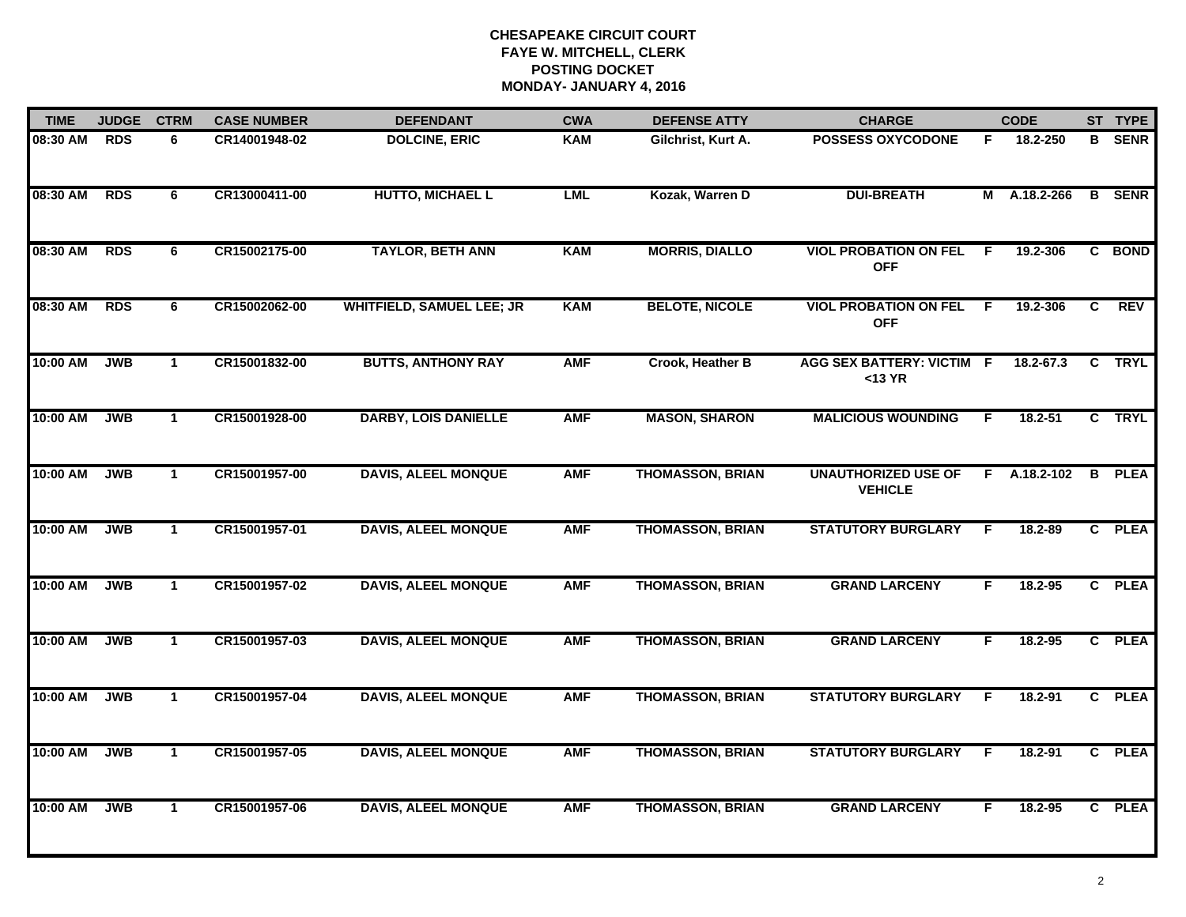# CHESAPEAKE CIRCUIT COURT
## FAYE W. MITCHELL, CLERK
## POSTING DOCKET
## MONDAY- JANUARY 4, 2016

| TIME | JUDGE | CTRM | CASE NUMBER | DEFENDANT | CWA | DEFENSE ATTY | CHARGE | | CODE | ST | TYPE |
|---|---|---|---|---|---|---|---|---|---|---|---|
| 08:30 AM | RDS | 6 | CR14001948-02 | DOLCINE, ERIC | KAM | Gilchrist, Kurt A. | POSSESS OXYCODONE | F | 18.2-250 | B | SENR |
| 08:30 AM | RDS | 6 | CR13000411-00 | HUTTO, MICHAEL L | LML | Kozak, Warren D | DUI-BREATH | M | A.18.2-266 | B | SENR |
| 08:30 AM | RDS | 6 | CR15002175-00 | TAYLOR, BETH ANN | KAM | MORRIS, DIALLO | VIOL PROBATION ON FEL OFF | F | 19.2-306 | C | BOND |
| 08:30 AM | RDS | 6 | CR15002062-00 | WHITFIELD, SAMUEL LEE; JR | KAM | BELOTE, NICOLE | VIOL PROBATION ON FEL OFF | F | 19.2-306 | C | REV |
| 10:00 AM | JWB | 1 | CR15001832-00 | BUTTS, ANTHONY RAY | AMF | Crook, Heather B | AGG SEX BATTERY: VICTIM <13 YR | F | 18.2-67.3 | C | TRYL |
| 10:00 AM | JWB | 1 | CR15001928-00 | DARBY, LOIS DANIELLE | AMF | MASON, SHARON | MALICIOUS WOUNDING | F | 18.2-51 | C | TRYL |
| 10:00 AM | JWB | 1 | CR15001957-00 | DAVIS, ALEEL MONQUE | AMF | THOMASSON, BRIAN | UNAUTHORIZED USE OF VEHICLE | F | A.18.2-102 | B | PLEA |
| 10:00 AM | JWB | 1 | CR15001957-01 | DAVIS, ALEEL MONQUE | AMF | THOMASSON, BRIAN | STATUTORY BURGLARY | F | 18.2-89 | C | PLEA |
| 10:00 AM | JWB | 1 | CR15001957-02 | DAVIS, ALEEL MONQUE | AMF | THOMASSON, BRIAN | GRAND LARCENY | F | 18.2-95 | C | PLEA |
| 10:00 AM | JWB | 1 | CR15001957-03 | DAVIS, ALEEL MONQUE | AMF | THOMASSON, BRIAN | GRAND LARCENY | F | 18.2-95 | C | PLEA |
| 10:00 AM | JWB | 1 | CR15001957-04 | DAVIS, ALEEL MONQUE | AMF | THOMASSON, BRIAN | STATUTORY BURGLARY | F | 18.2-91 | C | PLEA |
| 10:00 AM | JWB | 1 | CR15001957-05 | DAVIS, ALEEL MONQUE | AMF | THOMASSON, BRIAN | STATUTORY BURGLARY | F | 18.2-91 | C | PLEA |
| 10:00 AM | JWB | 1 | CR15001957-06 | DAVIS, ALEEL MONQUE | AMF | THOMASSON, BRIAN | GRAND LARCENY | F | 18.2-95 | C | PLEA |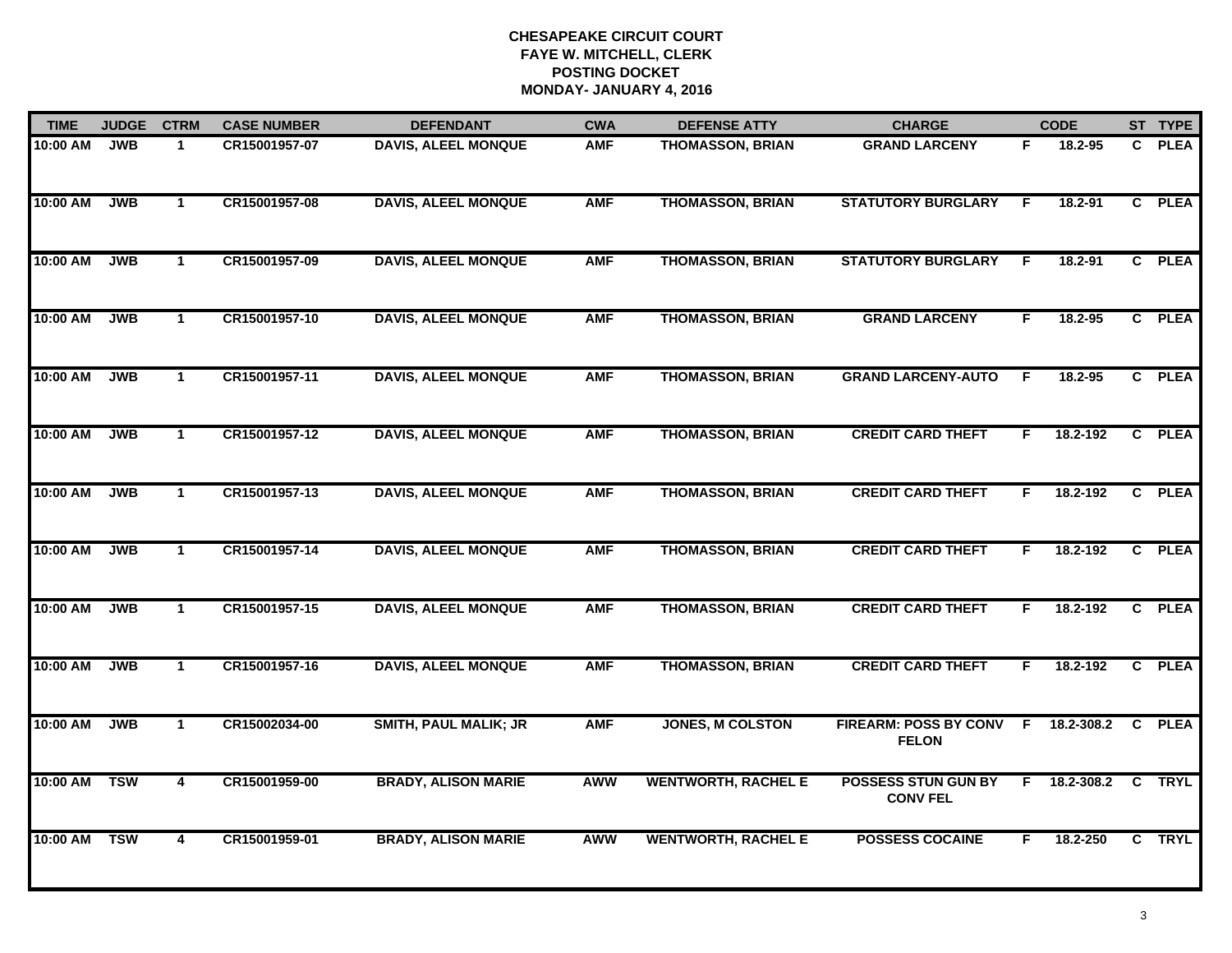# CHESAPEAKE CIRCUIT COURT
## FAYE W. MITCHELL, CLERK
## POSTING DOCKET
## MONDAY- JANUARY 4, 2016

| TIME | JUDGE | CTRM | CASE NUMBER | DEFENDANT | CWA | DEFENSE ATTY | CHARGE | | CODE | ST | TYPE |
|---|---|---|---|---|---|---|---|---|---|---|---|
| 10:00 AM | JWB | 1 | CR15001957-07 | DAVIS, ALEEL MONQUE | AMF | THOMASSON, BRIAN | GRAND LARCENY | F | 18.2-95 | C | PLEA |
| 10:00 AM | JWB | 1 | CR15001957-08 | DAVIS, ALEEL MONQUE | AMF | THOMASSON, BRIAN | STATUTORY BURGLARY | F | 18.2-91 | C | PLEA |
| 10:00 AM | JWB | 1 | CR15001957-09 | DAVIS, ALEEL MONQUE | AMF | THOMASSON, BRIAN | STATUTORY BURGLARY | F | 18.2-91 | C | PLEA |
| 10:00 AM | JWB | 1 | CR15001957-10 | DAVIS, ALEEL MONQUE | AMF | THOMASSON, BRIAN | GRAND LARCENY | F | 18.2-95 | C | PLEA |
| 10:00 AM | JWB | 1 | CR15001957-11 | DAVIS, ALEEL MONQUE | AMF | THOMASSON, BRIAN | GRAND LARCENY-AUTO | F | 18.2-95 | C | PLEA |
| 10:00 AM | JWB | 1 | CR15001957-12 | DAVIS, ALEEL MONQUE | AMF | THOMASSON, BRIAN | CREDIT CARD THEFT | F | 18.2-192 | C | PLEA |
| 10:00 AM | JWB | 1 | CR15001957-13 | DAVIS, ALEEL MONQUE | AMF | THOMASSON, BRIAN | CREDIT CARD THEFT | F | 18.2-192 | C | PLEA |
| 10:00 AM | JWB | 1 | CR15001957-14 | DAVIS, ALEEL MONQUE | AMF | THOMASSON, BRIAN | CREDIT CARD THEFT | F | 18.2-192 | C | PLEA |
| 10:00 AM | JWB | 1 | CR15001957-15 | DAVIS, ALEEL MONQUE | AMF | THOMASSON, BRIAN | CREDIT CARD THEFT | F | 18.2-192 | C | PLEA |
| 10:00 AM | JWB | 1 | CR15001957-16 | DAVIS, ALEEL MONQUE | AMF | THOMASSON, BRIAN | CREDIT CARD THEFT | F | 18.2-192 | C | PLEA |
| 10:00 AM | JWB | 1 | CR15002034-00 | SMITH, PAUL MALIK; JR | AMF | JONES, M COLSTON | FIREARM: POSS BY CONV FELON | F | 18.2-308.2 | C | PLEA |
| 10:00 AM | TSW | 4 | CR15001959-00 | BRADY, ALISON MARIE | AWW | WENTWORTH, RACHEL E | POSSESS STUN GUN BY CONV FEL | F | 18.2-308.2 | C | TRYL |
| 10:00 AM | TSW | 4 | CR15001959-01 | BRADY, ALISON MARIE | AWW | WENTWORTH, RACHEL E | POSSESS COCAINE | F | 18.2-250 | C | TRYL |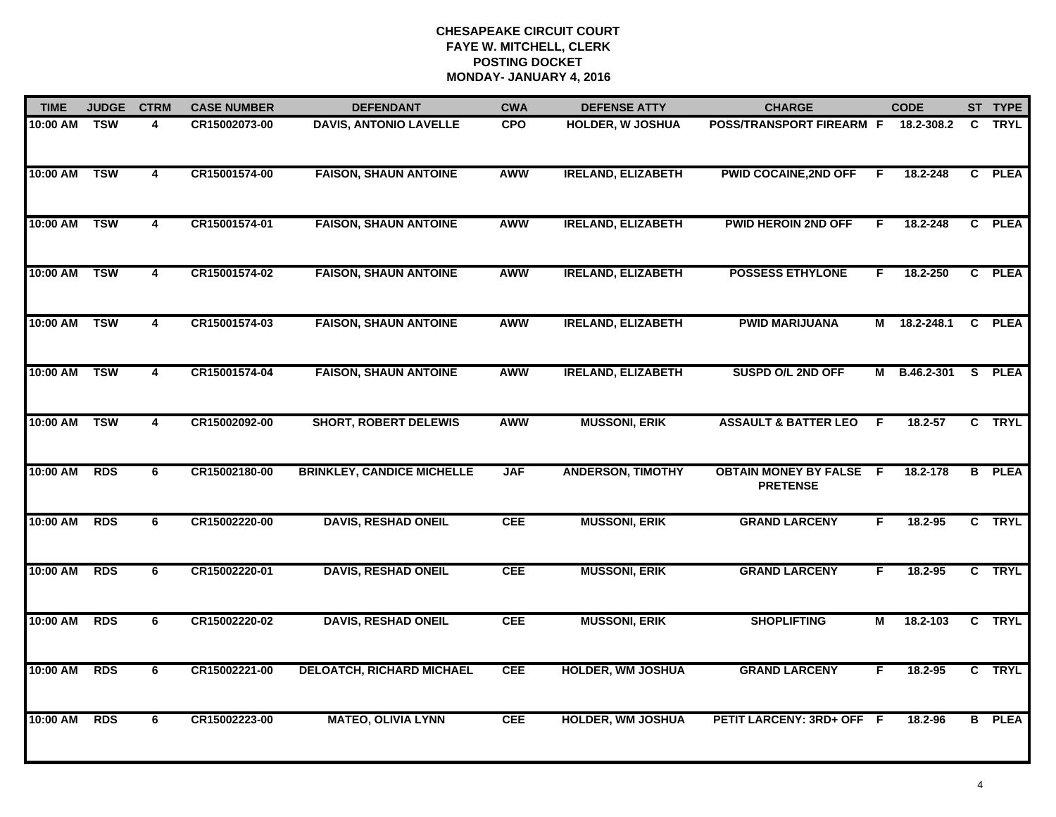**CHESAPEAKE CIRCUIT COURT**
**FAYE W. MITCHELL, CLERK**
**POSTING DOCKET**
**MONDAY- JANUARY 4, 2016**

| TIME | JUDGE | CTRM | CASE NUMBER | DEFENDANT | CWA | DEFENSE ATTY | CHARGE | | CODE | ST | TYPE |
|---|---|---|---|---|---|---|---|---|---|---|---|
| 10:00 AM | TSW | 4 | CR15002073-00 | DAVIS, ANTONIO LAVELLE | CPO | HOLDER, W JOSHUA | POSS/TRANSPORT FIREARM | F | 18.2-308.2 | C | TRYL |
| 10:00 AM | TSW | 4 | CR15001574-00 | FAISON, SHAUN ANTOINE | AWW | IRELAND, ELIZABETH | PWID COCAINE,2ND OFF | F | 18.2-248 | C | PLEA |
| 10:00 AM | TSW | 4 | CR15001574-01 | FAISON, SHAUN ANTOINE | AWW | IRELAND, ELIZABETH | PWID HEROIN 2ND OFF | F | 18.2-248 | C | PLEA |
| 10:00 AM | TSW | 4 | CR15001574-02 | FAISON, SHAUN ANTOINE | AWW | IRELAND, ELIZABETH | POSSESS ETHYLONE | F | 18.2-250 | C | PLEA |
| 10:00 AM | TSW | 4 | CR15001574-03 | FAISON, SHAUN ANTOINE | AWW | IRELAND, ELIZABETH | PWID MARIJUANA | M | 18.2-248.1 | C | PLEA |
| 10:00 AM | TSW | 4 | CR15001574-04 | FAISON, SHAUN ANTOINE | AWW | IRELAND, ELIZABETH | SUSPD O/L 2ND OFF | M | B.46.2-301 | S | PLEA |
| 10:00 AM | TSW | 4 | CR15002092-00 | SHORT, ROBERT DELEWIS | AWW | MUSSONI, ERIK | ASSAULT & BATTER LEO | F | 18.2-57 | C | TRYL |
| 10:00 AM | RDS | 6 | CR15002180-00 | BRINKLEY, CANDICE MICHELLE | JAF | ANDERSON, TIMOTHY | OBTAIN MONEY BY FALSE PRETENSE | F | 18.2-178 | B | PLEA |
| 10:00 AM | RDS | 6 | CR15002220-00 | DAVIS, RESHAD ONEIL | CEE | MUSSONI, ERIK | GRAND LARCENY | F | 18.2-95 | C | TRYL |
| 10:00 AM | RDS | 6 | CR15002220-01 | DAVIS, RESHAD ONEIL | CEE | MUSSONI, ERIK | GRAND LARCENY | F | 18.2-95 | C | TRYL |
| 10:00 AM | RDS | 6 | CR15002220-02 | DAVIS, RESHAD ONEIL | CEE | MUSSONI, ERIK | SHOPLIFTING | M | 18.2-103 | C | TRYL |
| 10:00 AM | RDS | 6 | CR15002221-00 | DELOATCH, RICHARD MICHAEL | CEE | HOLDER, WM JOSHUA | GRAND LARCENY | F | 18.2-95 | C | TRYL |
| 10:00 AM | RDS | 6 | CR15002223-00 | MATEO, OLIVIA LYNN | CEE | HOLDER, WM JOSHUA | PETIT LARCENY: 3RD+ OFF | F | 18.2-96 | B | PLEA |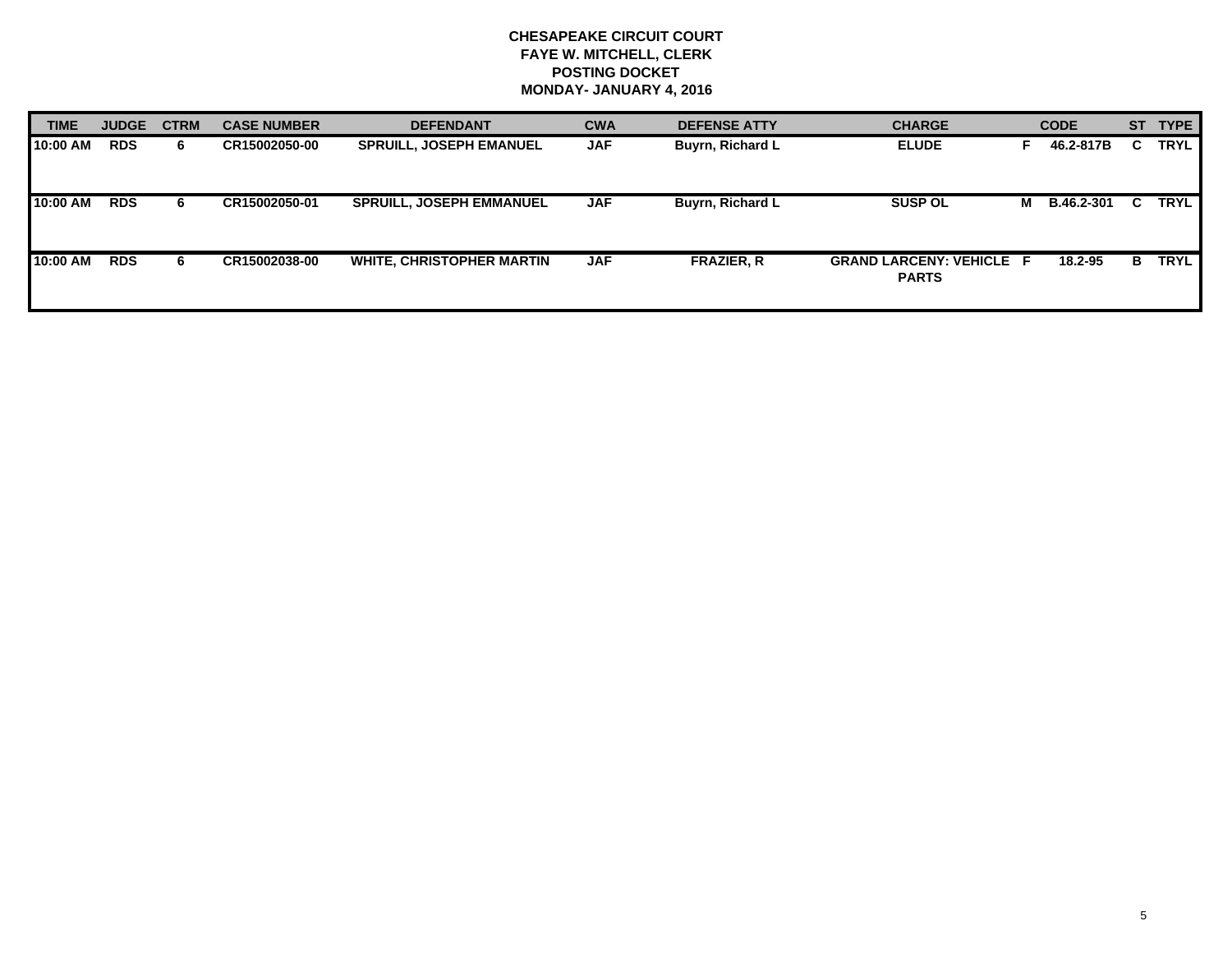# CHESAPEAKE CIRCUIT COURT
## FAYE W. MITCHELL, CLERK
## POSTING DOCKET
## MONDAY- JANUARY 4, 2016

| TIME | JUDGE | CTRM | CASE NUMBER | DEFENDANT | CWA | DEFENSE ATTY | CHARGE | | CODE | ST | TYPE |
|---|---|---|---|---|---|---|---|---|---|---|---|
| 10:00 AM | RDS | 6 | CR15002050-00 | SPRUILL, JOSEPH EMANUEL | JAF | Buyrn, Richard L | ELUDE | F | 46.2-817B | C | TRYL |
| 10:00 AM | RDS | 6 | CR15002050-01 | SPRUILL, JOSEPH EMMANUEL | JAF | Buyrn, Richard L | SUSP OL | M | B.46.2-301 | C | TRYL |
| 10:00 AM | RDS | 6 | CR15002038-00 | WHITE, CHRISTOPHER MARTIN | JAF | FRAZIER, R | GRAND LARCENY: VEHICLE PARTS | F | 18.2-95 | B | TRYL |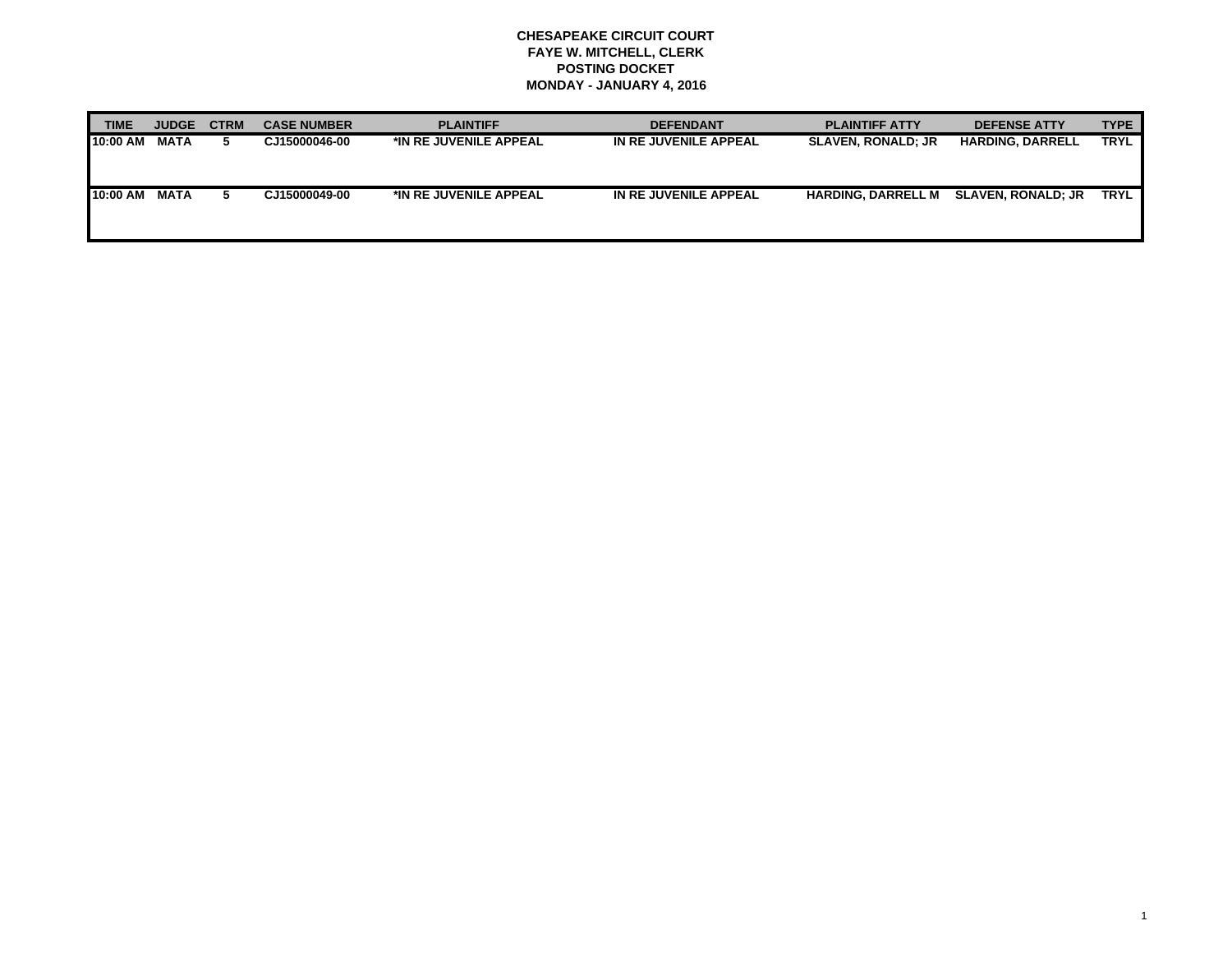**CHESAPEAKE CIRCUIT COURT**
**FAYE W. MITCHELL, CLERK**
**POSTING DOCKET**
**MONDAY - JANUARY 4, 2016**

| TIME | JUDGE | CTRM | CASE NUMBER | PLAINTIFF | DEFENDANT | PLAINTIFF ATTY | DEFENSE ATTY | TYPE |
|---|---|---|---|---|---|---|---|---|
| 10:00 AM | MATA | 5 | CJ15000046-00 | *IN RE JUVENILE APPEAL | IN RE JUVENILE APPEAL | SLAVEN, RONALD; JR | HARDING, DARRELL | TRYL |
| 10:00 AM | MATA | 5 | CJ15000049-00 | *IN RE JUVENILE APPEAL | IN RE JUVENILE APPEAL | HARDING, DARRELL M | SLAVEN, RONALD; JR | TRYL |